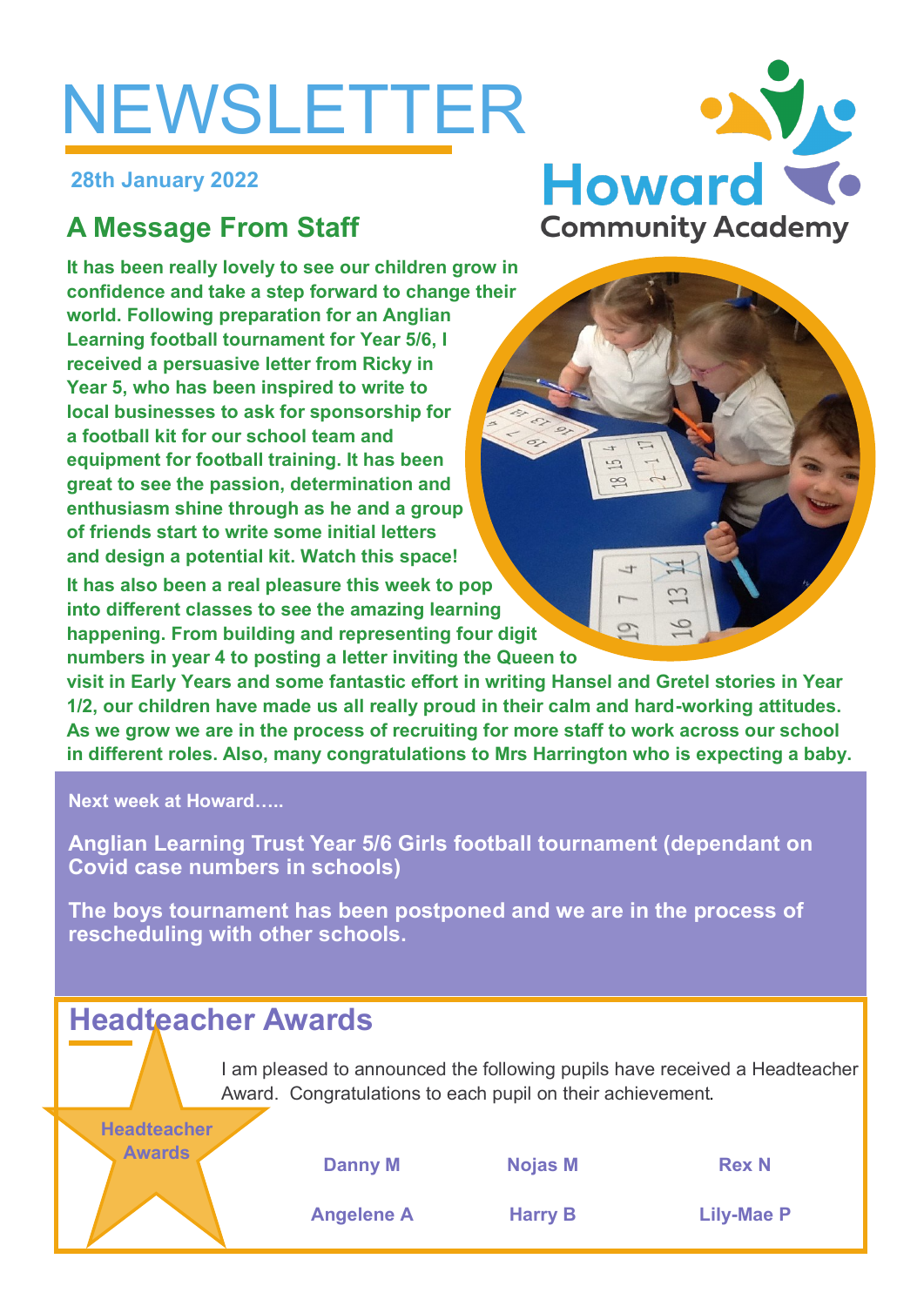# NEWSLETTER

**28th January 2022**

Howard Community Academy

## A Message From Staff

**It has been really lovely to see our children grow in confidence and take a step forward to change their world. Following preparation for an Anglian Learning football tournament for Year 5/6, I received a persuasive letter from Ricky in Year 5, who has been inspired to write to local businesses to ask for sponsorship for a football kit for our school team and equipment for football training. It has been great to see the passion, determination and enthusiasm shine through as he and a group of friends start to write some initial letters and design a potential kit. Watch this space!**

**It has also been a real pleasure this week to pop into different classes to see the amazing learning happening. From building and representing four digit numbers in year 4 to posting a letter inviting the Queen to visit in Early Years and some fantastic effort in writing Hansel and Gretel stories in Year 1/2, our children have made us all really proud in their calm and hard-working attitudes. As we grow we are in the process of recruiting for more staff to work across our school in different roles. Also, many congratulations to Mrs Harrington who is expecting a baby.**

**Next week at Howard…..**

**Anglian Learning Trust Year 5/6 Girls football tournament (dependant on Covid case numbers in schools)**

**The boys tournament has been postponed and we are in the process of rescheduling with other schools.**

## Headteacher Awards

**Headteacher Awards**

I am pleased to announced the following pupils have received a Headteacher Award. Congratulations to each pupil on their achievement.

| | | |
|---|---|---|
| **Danny M** | **Nojas M** | **Rex N** |
| **Angelene A** | **Harry B** | **Lily-Mae P** |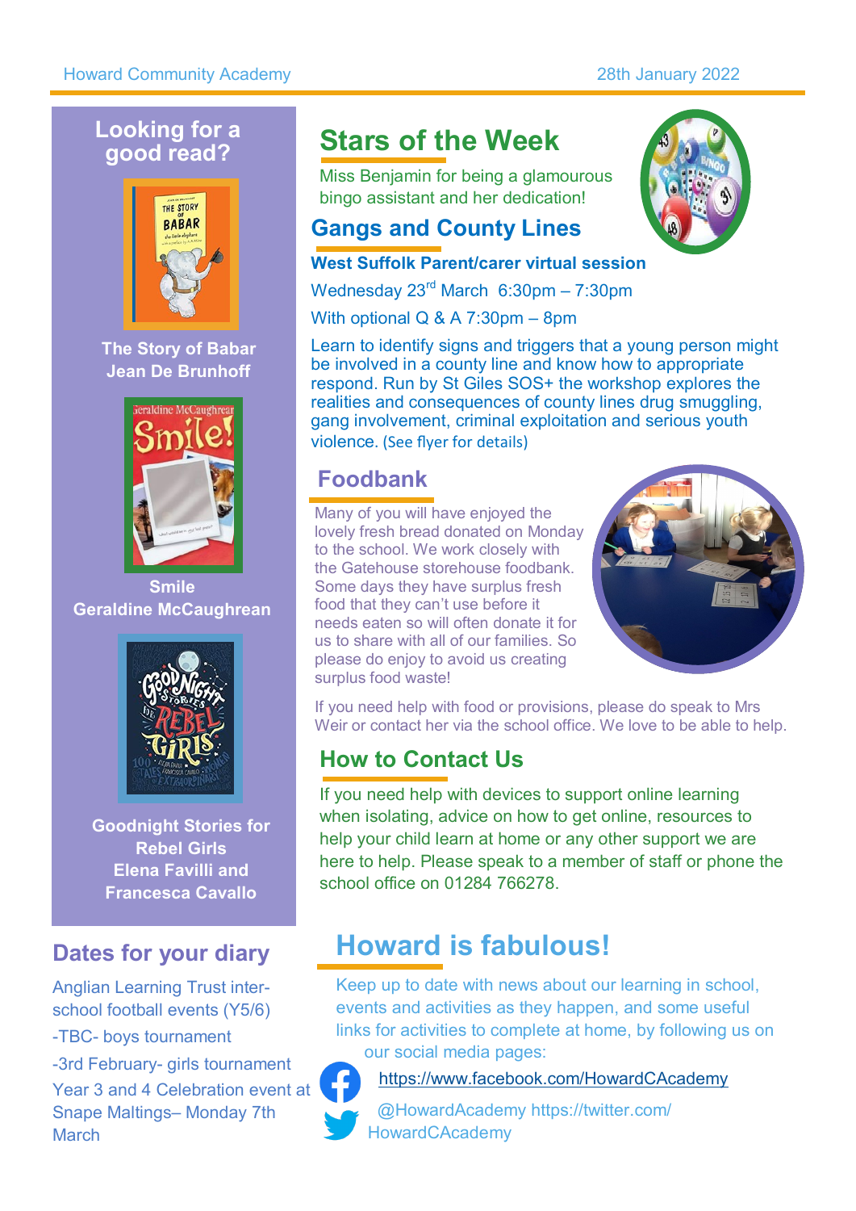## Looking for a good read?

**The Story of Babar**
**Jean De Brunhoff**

**Smile**
**Geraldine McCaughrean**

**Goodnight Stories for Rebel Girls**
**Elena Favilli and Francesca Cavallo**

## Dates for your diary

Anglian Learning Trust inter-school football events (Y5/6)

-TBC- boys tournament

-3rd February- girls tournament

Year 3 and 4 Celebration event at Snape Maltings– Monday 7th March

## Stars of the Week

Miss Benjamin for being a glamourous bingo assistant and her dedication!

## Gangs and County Lines

**West Suffolk Parent/carer virtual session**

Wednesday 23rd March 6:30pm – 7:30pm

With optional Q & A 7:30pm – 8pm

Learn to identify signs and triggers that a young person might be involved in a county line and know how to appropriate respond. Run by St Giles SOS+ the workshop explores the realities and consequences of county lines drug smuggling, gang involvement, criminal exploitation and serious youth violence. (See flyer for details)

## Foodbank

Many of you will have enjoyed the lovely fresh bread donated on Monday to the school. We work closely with the Gatehouse storehouse foodbank. Some days they have surplus fresh food that they can't use before it needs eaten so will often donate it for us to share with all of our families. So please do enjoy to avoid us creating surplus food waste!

If you need help with food or provisions, please do speak to Mrs Weir or contact her via the school office. We love to be able to help.

## How to Contact Us

If you need help with devices to support online learning when isolating, advice on how to get online, resources to help your child learn at home or any other support we are here to help. Please speak to a member of staff or phone the school office on 01284 766278.

## Howard is fabulous!

Keep up to date with news about our learning in school, events and activities as they happen, and some useful links for activities to complete at home, by following us on our social media pages:

https://www.facebook.com/HowardCAcademy

@HowardAcademy https://twitter.com/HowardCAcademy